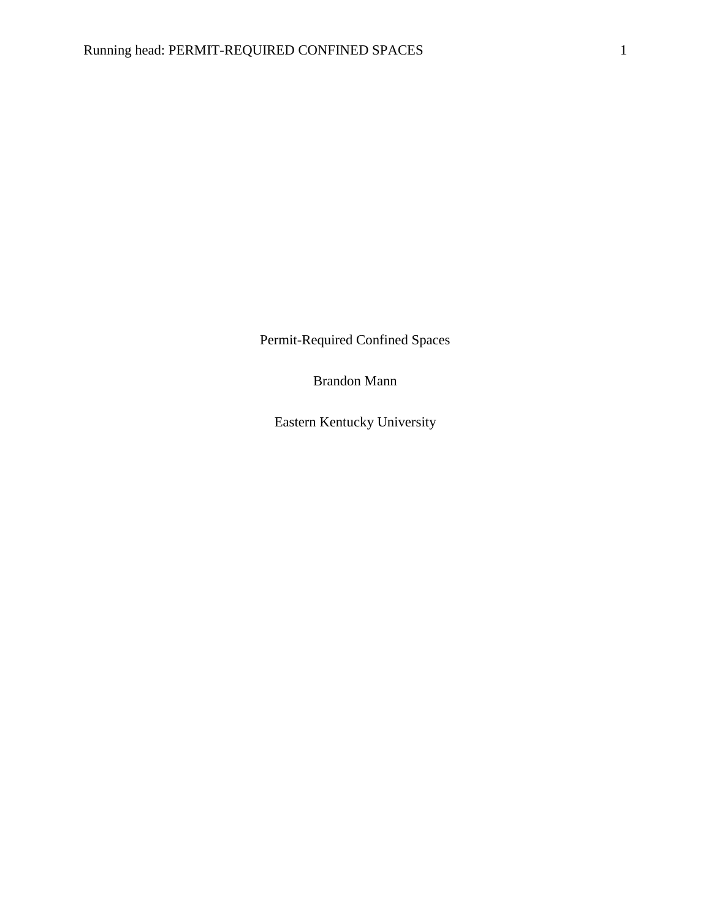# Permit-Required Confined Spaces

Brandon Mann

Eastern Kentucky University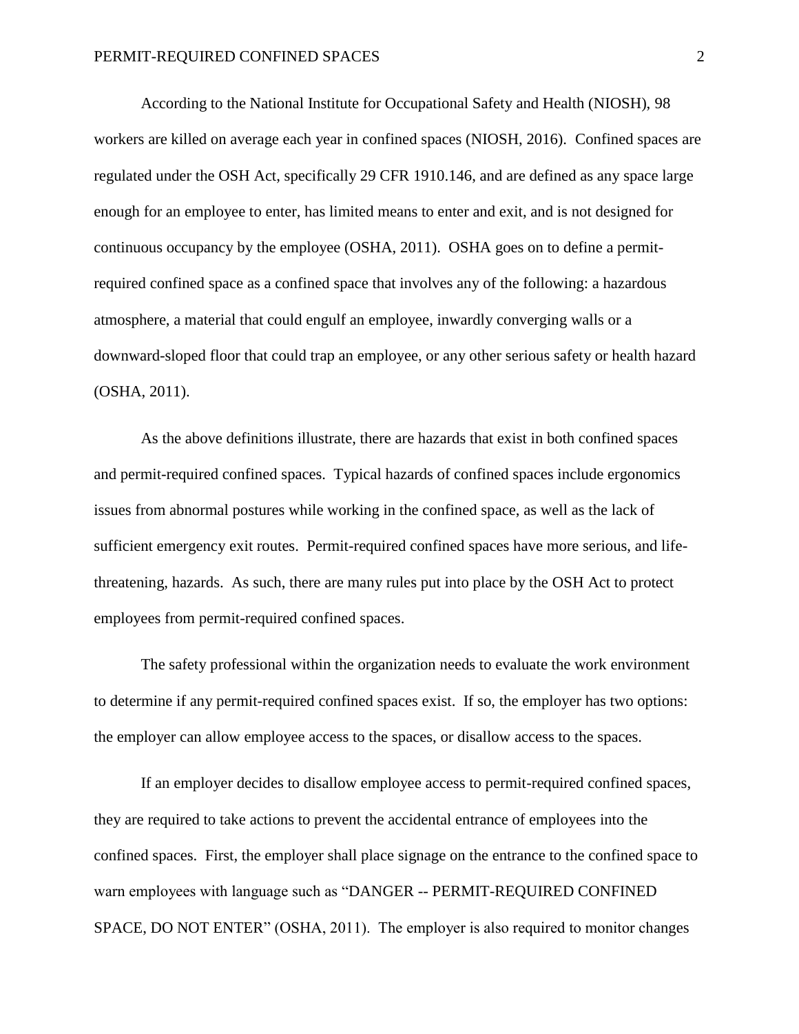According to the National Institute for Occupational Safety and Health (NIOSH), 98 workers are killed on average each year in confined spaces (NIOSH, 2016). Confined spaces are regulated under the OSH Act, specifically 29 CFR 1910.146, and are defined as any space large enough for an employee to enter, has limited means to enter and exit, and is not designed for continuous occupancy by the employee (OSHA, 2011). OSHA goes on to define a permit-required confined space as a confined space that involves any of the following: a hazardous atmosphere, a material that could engulf an employee, inwardly converging walls or a downward-sloped floor that could trap an employee, or any other serious safety or health hazard (OSHA, 2011).

As the above definitions illustrate, there are hazards that exist in both confined spaces and permit-required confined spaces. Typical hazards of confined spaces include ergonomics issues from abnormal postures while working in the confined space, as well as the lack of sufficient emergency exit routes. Permit-required confined spaces have more serious, and life-threatening, hazards. As such, there are many rules put into place by the OSH Act to protect employees from permit-required confined spaces.

The safety professional within the organization needs to evaluate the work environment to determine if any permit-required confined spaces exist. If so, the employer has two options: the employer can allow employee access to the spaces, or disallow access to the spaces.

If an employer decides to disallow employee access to permit-required confined spaces, they are required to take actions to prevent the accidental entrance of employees into the confined spaces. First, the employer shall place signage on the entrance to the confined space to warn employees with language such as "DANGER -- PERMIT-REQUIRED CONFINED SPACE, DO NOT ENTER" (OSHA, 2011). The employer is also required to monitor changes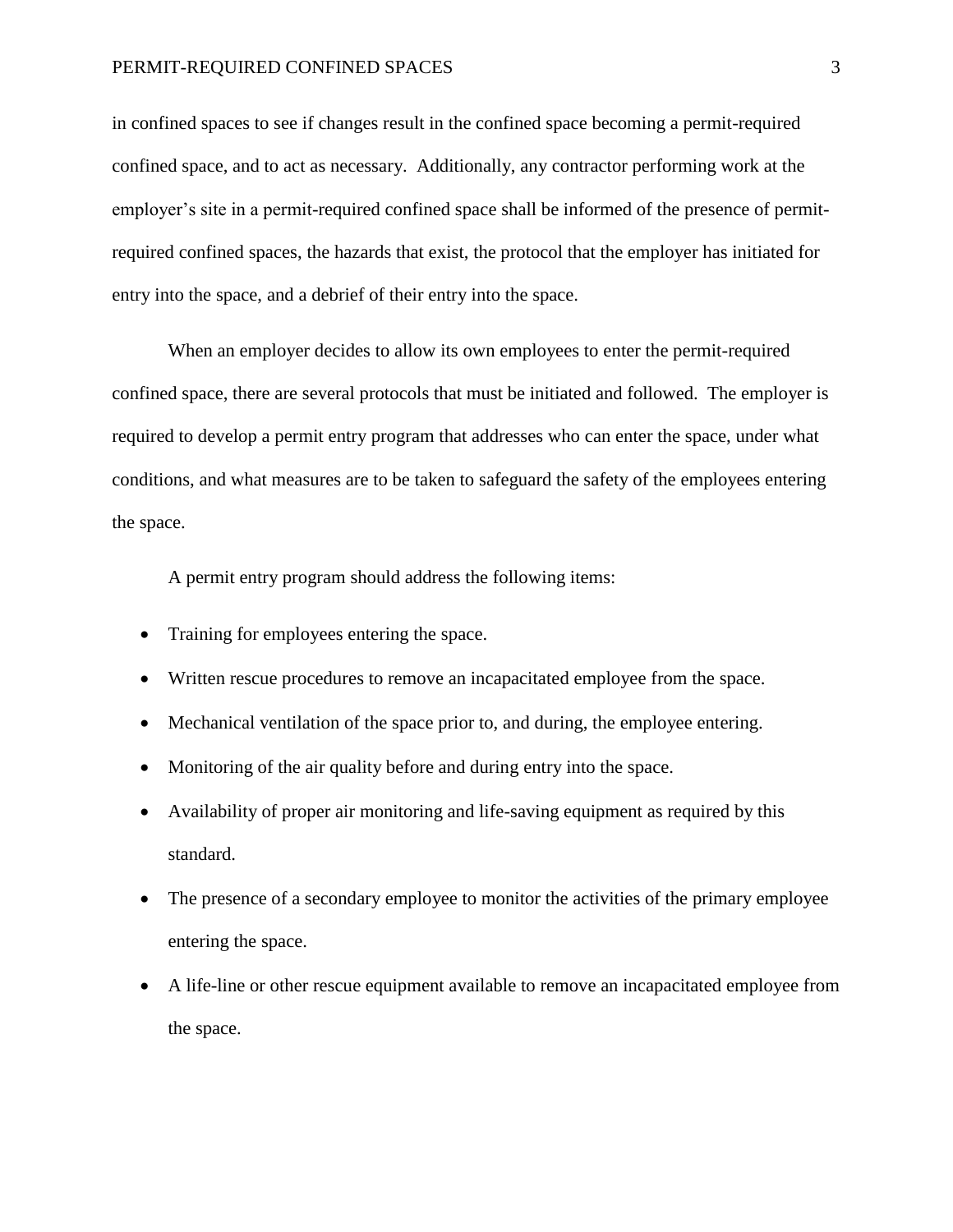in confined spaces to see if changes result in the confined space becoming a permit-required confined space, and to act as necessary. Additionally, any contractor performing work at the employer's site in a permit-required confined space shall be informed of the presence of permit-required confined spaces, the hazards that exist, the protocol that the employer has initiated for entry into the space, and a debrief of their entry into the space.

When an employer decides to allow its own employees to enter the permit-required confined space, there are several protocols that must be initiated and followed. The employer is required to develop a permit entry program that addresses who can enter the space, under what conditions, and what measures are to be taken to safeguard the safety of the employees entering the space.

A permit entry program should address the following items:

- Training for employees entering the space.
- Written rescue procedures to remove an incapacitated employee from the space.
- Mechanical ventilation of the space prior to, and during, the employee entering.
- Monitoring of the air quality before and during entry into the space.
- Availability of proper air monitoring and life-saving equipment as required by this standard.
- The presence of a secondary employee to monitor the activities of the primary employee entering the space.
- A life-line or other rescue equipment available to remove an incapacitated employee from the space.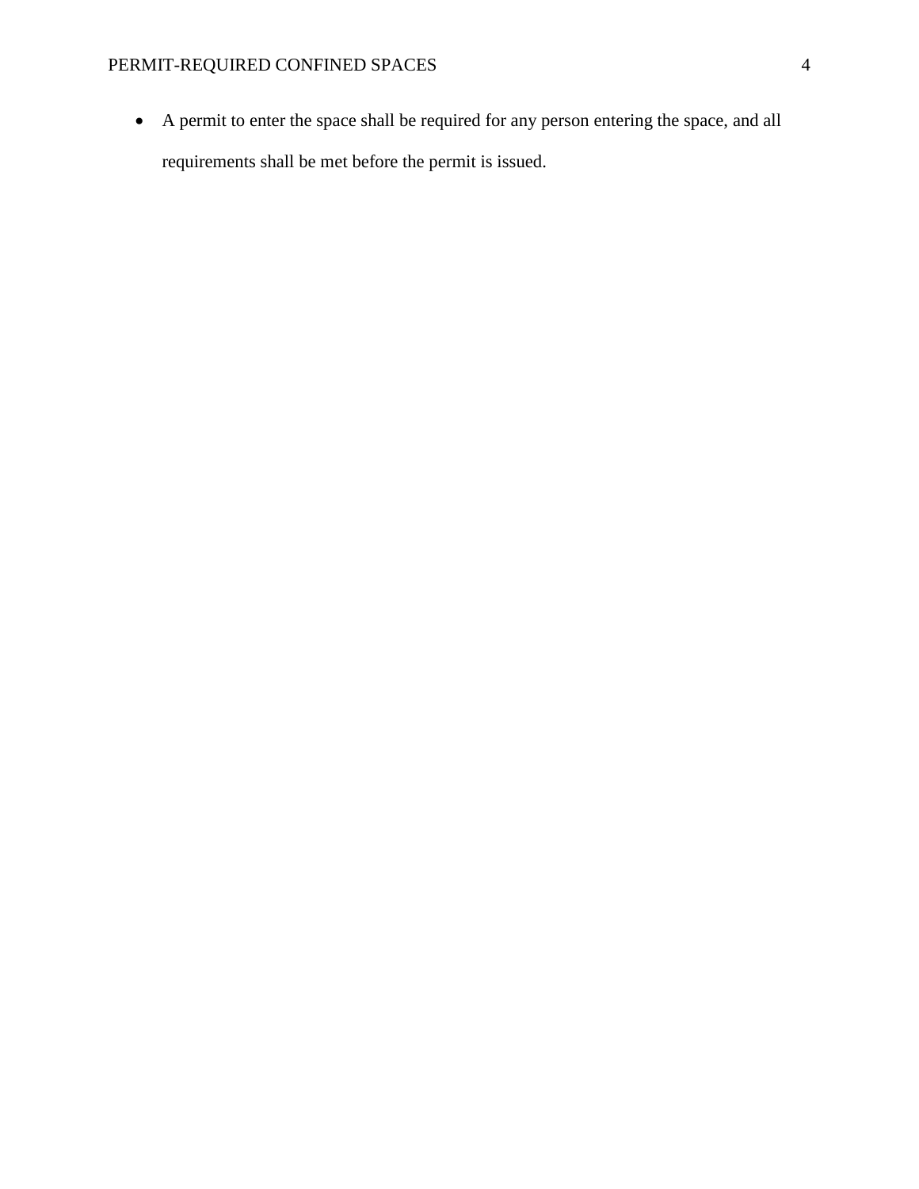- A permit to enter the space shall be required for any person entering the space, and all requirements shall be met before the permit is issued.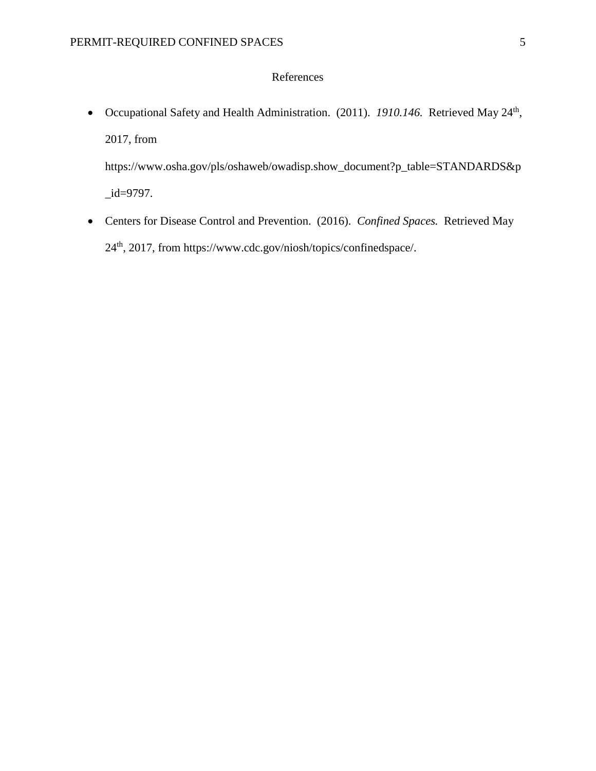# References

- Occupational Safety and Health Administration. (2011). *1910.146.* Retrieved May 24th, 2017, from https://www.osha.gov/pls/oshaweb/owadisp.show_document?p_table=STANDARDS&p_id=9797.
- Centers for Disease Control and Prevention. (2016). *Confined Spaces.* Retrieved May 24th, 2017, from https://www.cdc.gov/niosh/topics/confinedspace/.